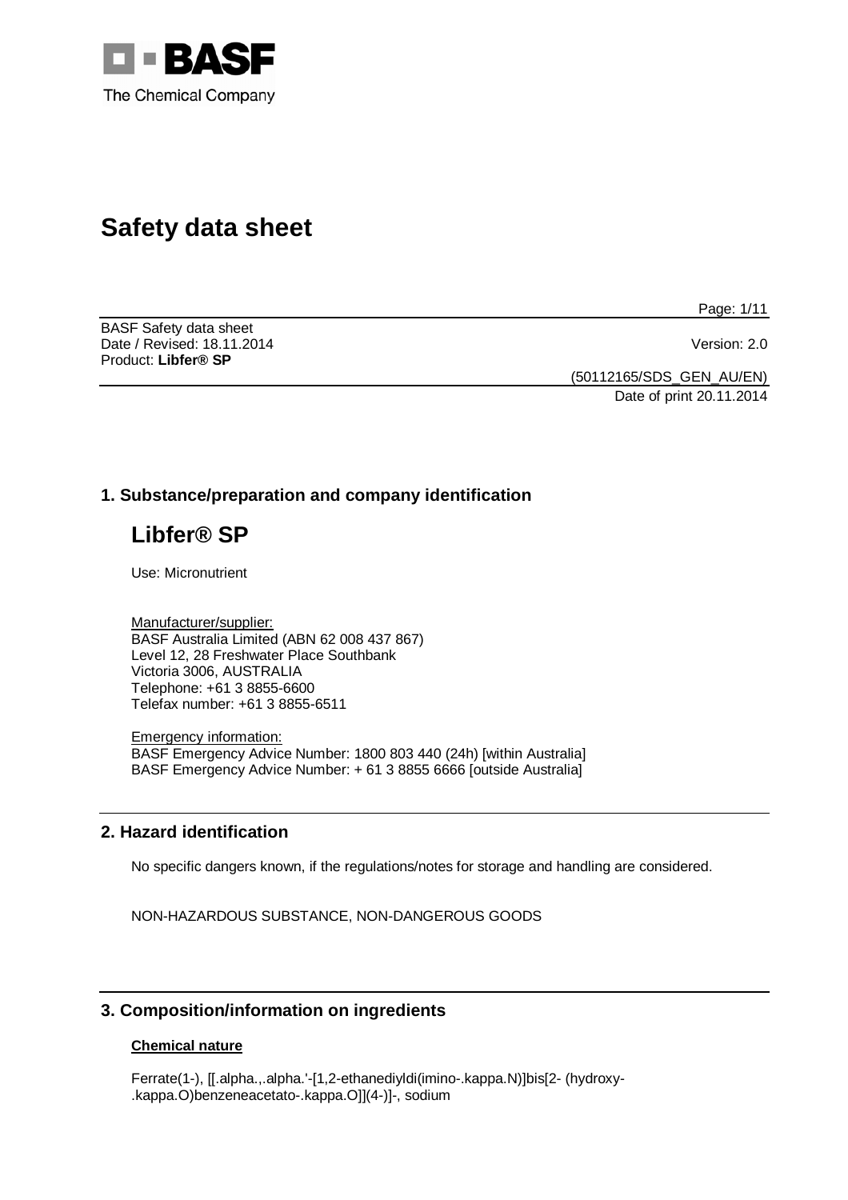# Safety data sheet

BASF Safety data sheet
Date / Revised: 18.11.2014
Version: 2.0
Product: **Libfer® SP**

(50112165/SDS_GEN_AU/EN)
Date of print 20.11.2014

## 1. Substance/preparation and company identification

# Libfer® SP

Use: Micronutrient

Manufacturer/supplier:
BASF Australia Limited (ABN 62 008 437 867)
Level 12, 28 Freshwater Place Southbank
Victoria 3006, AUSTRALIA
Telephone: +61 3 8855-6600
Telefax number: +61 3 8855-6511

Emergency information:
BASF Emergency Advice Number: 1800 803 440 (24h) [within Australia]
BASF Emergency Advice Number: + 61 3 8855 6666 [outside Australia]

## 2. Hazard identification

No specific dangers known, if the regulations/notes for storage and handling are considered.

NON-HAZARDOUS SUBSTANCE, NON-DANGEROUS GOODS

## 3. Composition/information on ingredients

### Chemical nature

Ferrate(1-), [[.alpha.,.alpha.'-[1,2-ethanediyldi(imino-.kappa.N)]bis[2- (hydroxy-.kappa.O)benzeneacetato-.kappa.O]](4-)]-, sodium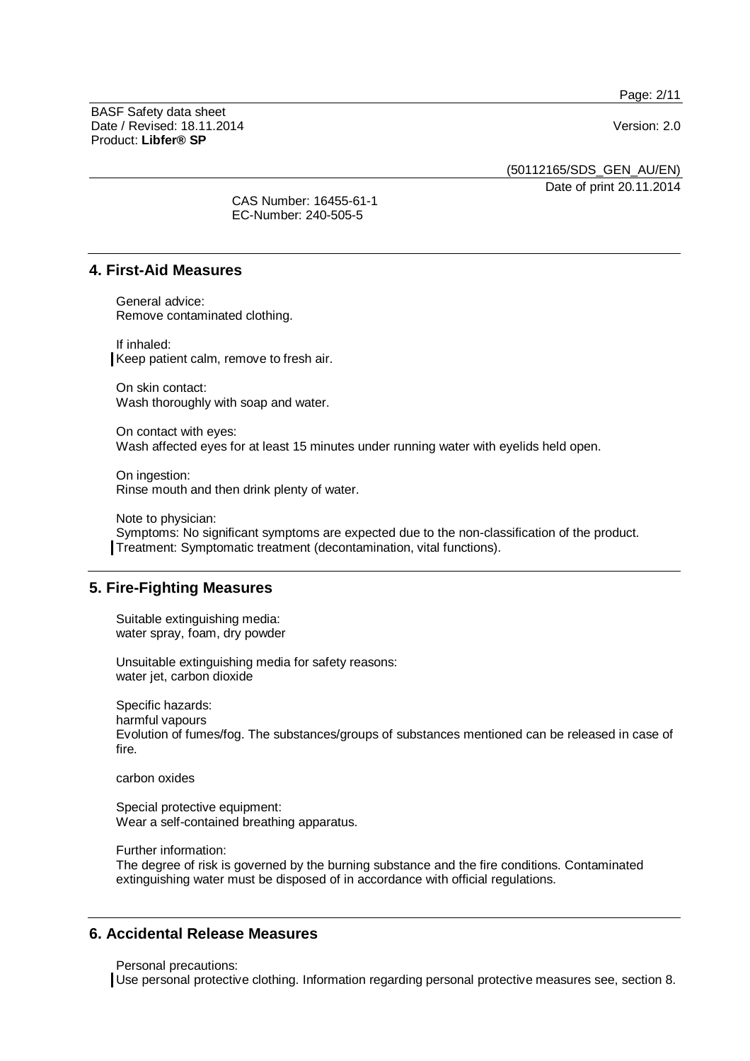CAS Number: 16455-61-1
EC-Number: 240-505-5

## 4. First-Aid Measures

General advice:
Remove contaminated clothing.

If inhaled:
Keep patient calm, remove to fresh air.

On skin contact:
Wash thoroughly with soap and water.

On contact with eyes:
Wash affected eyes for at least 15 minutes under running water with eyelids held open.

On ingestion:
Rinse mouth and then drink plenty of water.

Note to physician:
Symptoms: No significant symptoms are expected due to the non-classification of the product.
Treatment: Symptomatic treatment (decontamination, vital functions).

## 5. Fire-Fighting Measures

Suitable extinguishing media:
water spray, foam, dry powder

Unsuitable extinguishing media for safety reasons:
water jet, carbon dioxide

Specific hazards:
harmful vapours
Evolution of fumes/fog. The substances/groups of substances mentioned can be released in case of fire.

carbon oxides

Special protective equipment:
Wear a self-contained breathing apparatus.

Further information:
The degree of risk is governed by the burning substance and the fire conditions. Contaminated extinguishing water must be disposed of in accordance with official regulations.

## 6. Accidental Release Measures

Personal precautions:
Use personal protective clothing. Information regarding personal protective measures see, section 8.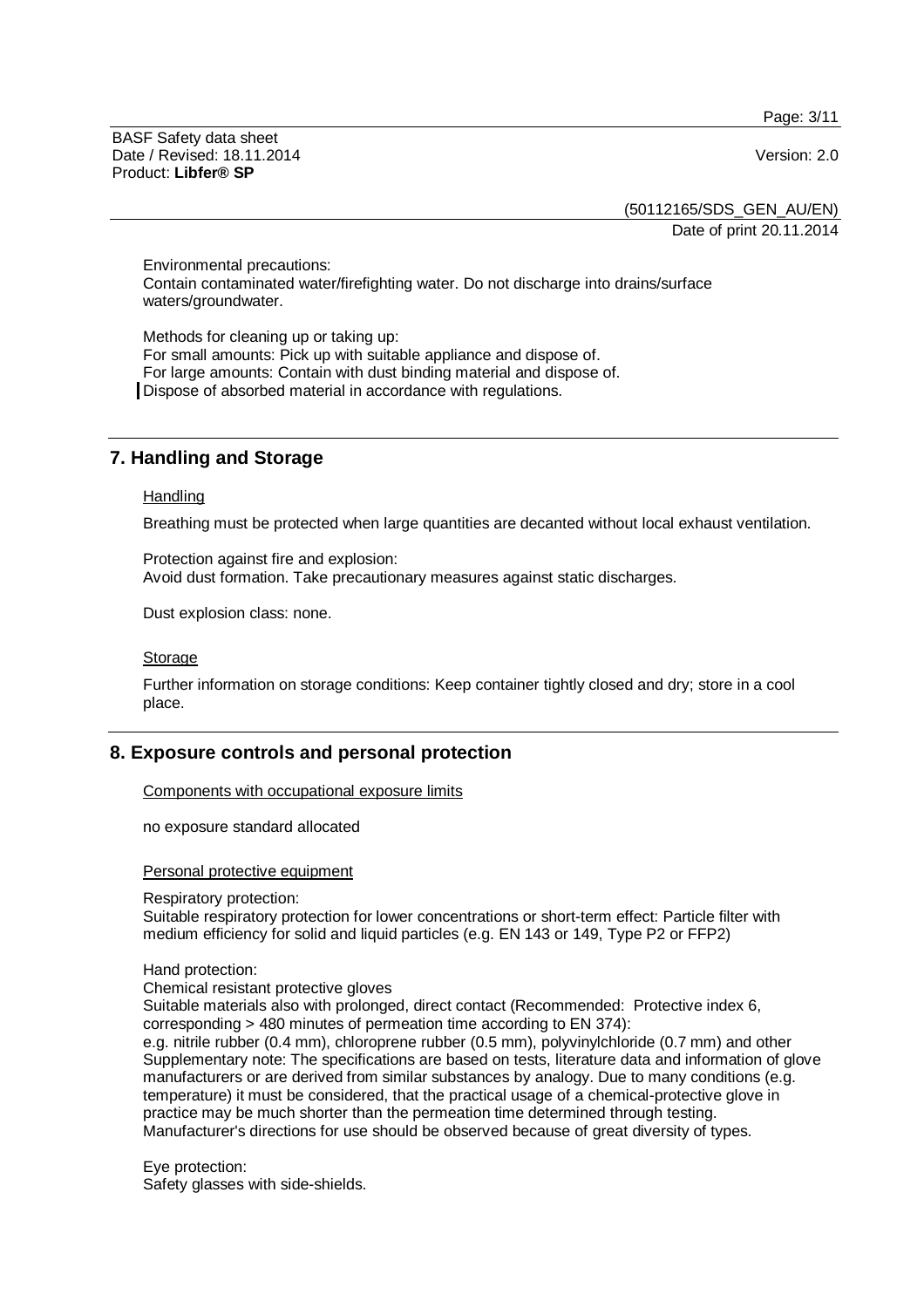Environmental precautions:
Contain contaminated water/firefighting water. Do not discharge into drains/surface waters/groundwater.

Methods for cleaning up or taking up:
For small amounts: Pick up with suitable appliance and dispose of.
For large amounts: Contain with dust binding material and dispose of.
Dispose of absorbed material in accordance with regulations.

## 7. Handling and Storage

Handling

Breathing must be protected when large quantities are decanted without local exhaust ventilation.

Protection against fire and explosion:
Avoid dust formation. Take precautionary measures against static discharges.

Dust explosion class: none.

Storage

Further information on storage conditions: Keep container tightly closed and dry; store in a cool place.

## 8. Exposure controls and personal protection

Components with occupational exposure limits

no exposure standard allocated

Personal protective equipment

Respiratory protection:
Suitable respiratory protection for lower concentrations or short-term effect: Particle filter with medium efficiency for solid and liquid particles (e.g. EN 143 or 149, Type P2 or FFP2)

Hand protection:
Chemical resistant protective gloves
Suitable materials also with prolonged, direct contact (Recommended: Protective index 6, corresponding > 480 minutes of permeation time according to EN 374):
e.g. nitrile rubber (0.4 mm), chloroprene rubber (0.5 mm), polyvinylchloride (0.7 mm) and other
Supplementary note: The specifications are based on tests, literature data and information of glove manufacturers or are derived from similar substances by analogy. Due to many conditions (e.g. temperature) it must be considered, that the practical usage of a chemical-protective glove in practice may be much shorter than the permeation time determined through testing.
Manufacturer's directions for use should be observed because of great diversity of types.

Eye protection:
Safety glasses with side-shields.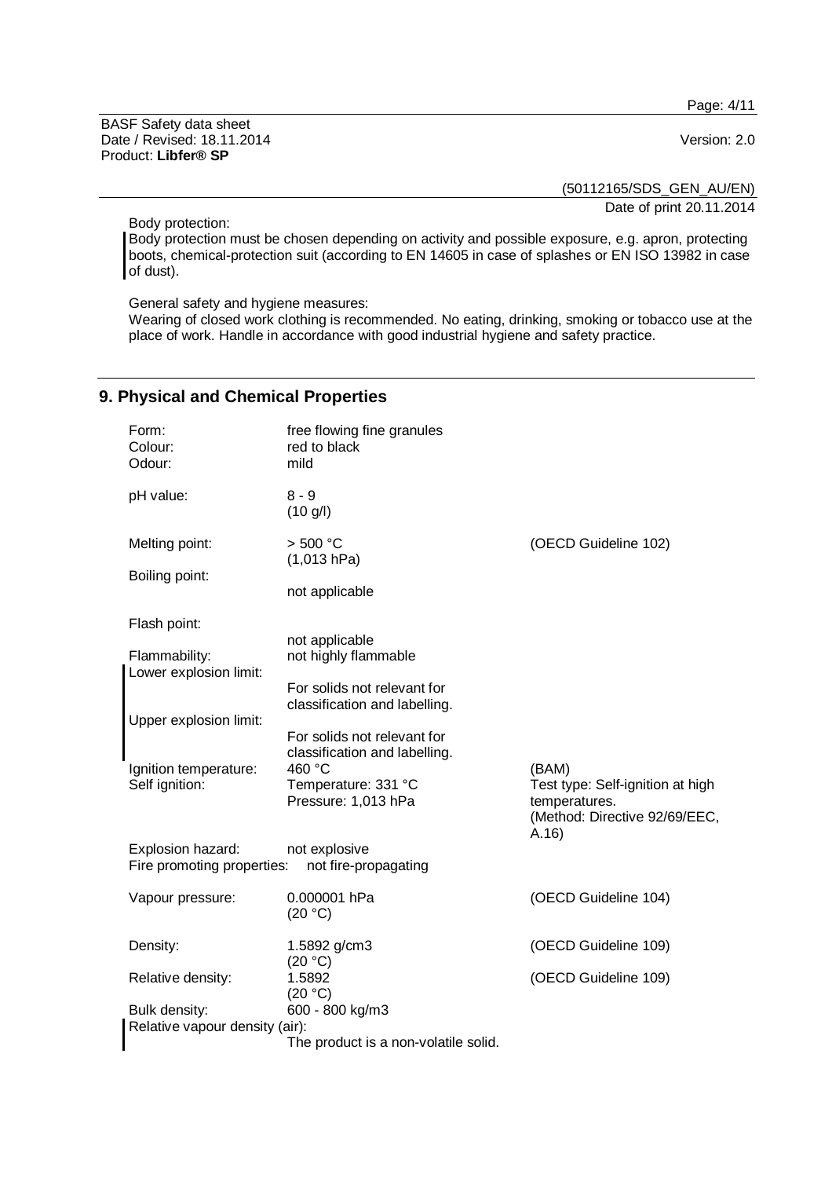Body protection:

Body protection must be chosen depending on activity and possible exposure, e.g. apron, protecting boots, chemical-protection suit (according to EN 14605 in case of splashes or EN ISO 13982 in case of dust).

General safety and hygiene measures:

Wearing of closed work clothing is recommended. No eating, drinking, smoking or tobacco use at the place of work. Handle in accordance with good industrial hygiene and safety practice.

## 9. Physical and Chemical Properties

| | | |
|---|---|---|
| Form: | free flowing fine granules | |
| Colour: | red to black | |
| Odour: | mild | |
| pH value: | 8 - 9 (10 g/l) | |
| Melting point: | > 500 °C (1,013 hPa) | (OECD Guideline 102) |
| Boiling point: | not applicable | |
| Flash point: | not applicable | |
| Flammability: | not highly flammable | |
| Lower explosion limit: | For solids not relevant for classification and labelling. | |
| Upper explosion limit: | For solids not relevant for classification and labelling. | |
| Ignition temperature: | 460 °C | (BAM) |
| Self ignition: | Temperature: 331 °C Pressure: 1,013 hPa | Test type: Self-ignition at high temperatures. (Method: Directive 92/69/EEC, A.16) |
| Explosion hazard: | not explosive | |
| Fire promoting properties: | not fire-propagating | |
| Vapour pressure: | 0.000001 hPa (20 °C) | (OECD Guideline 104) |
| Density: | 1.5892 g/cm3 (20 °C) | (OECD Guideline 109) |
| Relative density: | 1.5892 (20 °C) | (OECD Guideline 109) |
| Bulk density: | 600 - 800 kg/m3 | |
| Relative vapour density (air): | The product is a non-volatile solid. | |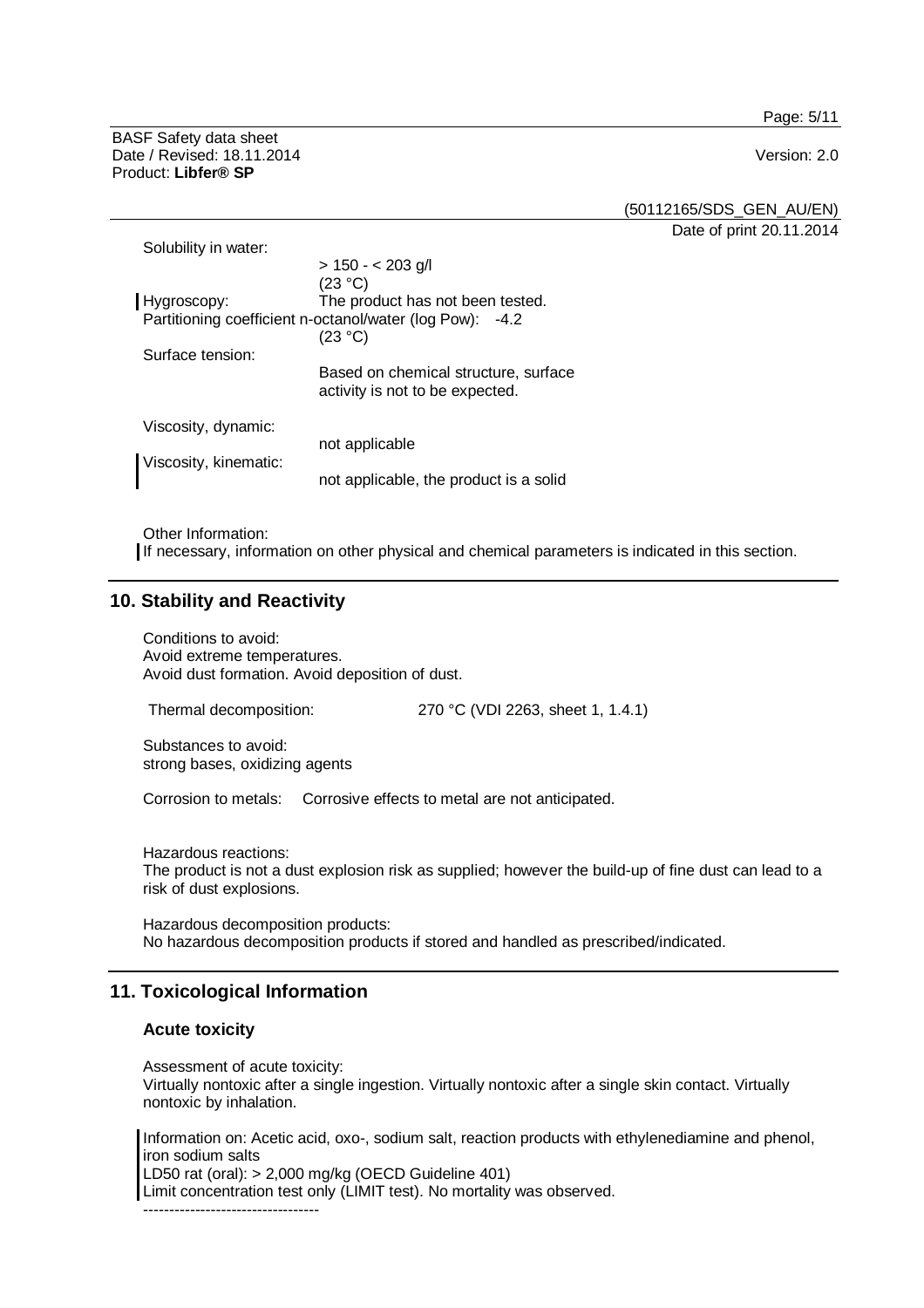Solubility in water:
> 150 - < 203 g/l
(23 °C)

Hygroscopy: The product has not been tested.

Partitioning coefficient n-octanol/water (log Pow): -4.2
(23 °C)

Surface tension:
Based on chemical structure, surface activity is not to be expected.

Viscosity, dynamic:
not applicable

Viscosity, kinematic:
not applicable, the product is a solid

Other Information:
If necessary, information on other physical and chemical parameters is indicated in this section.

## 10. Stability and Reactivity

Conditions to avoid:
Avoid extreme temperatures.
Avoid dust formation. Avoid deposition of dust.

Thermal decomposition: 270 °C (VDI 2263, sheet 1, 1.4.1)

Substances to avoid:
strong bases, oxidizing agents

Corrosion to metals: Corrosive effects to metal are not anticipated.

Hazardous reactions:
The product is not a dust explosion risk as supplied; however the build-up of fine dust can lead to a risk of dust explosions.

Hazardous decomposition products:
No hazardous decomposition products if stored and handled as prescribed/indicated.

## 11. Toxicological Information

### Acute toxicity

Assessment of acute toxicity:
Virtually nontoxic after a single ingestion. Virtually nontoxic after a single skin contact. Virtually nontoxic by inhalation.

Information on: Acetic acid, oxo-, sodium salt, reaction products with ethylenediamine and phenol, iron sodium salts
LD50 rat (oral): > 2,000 mg/kg (OECD Guideline 401)
Limit concentration test only (LIMIT test). No mortality was observed.
----------------------------------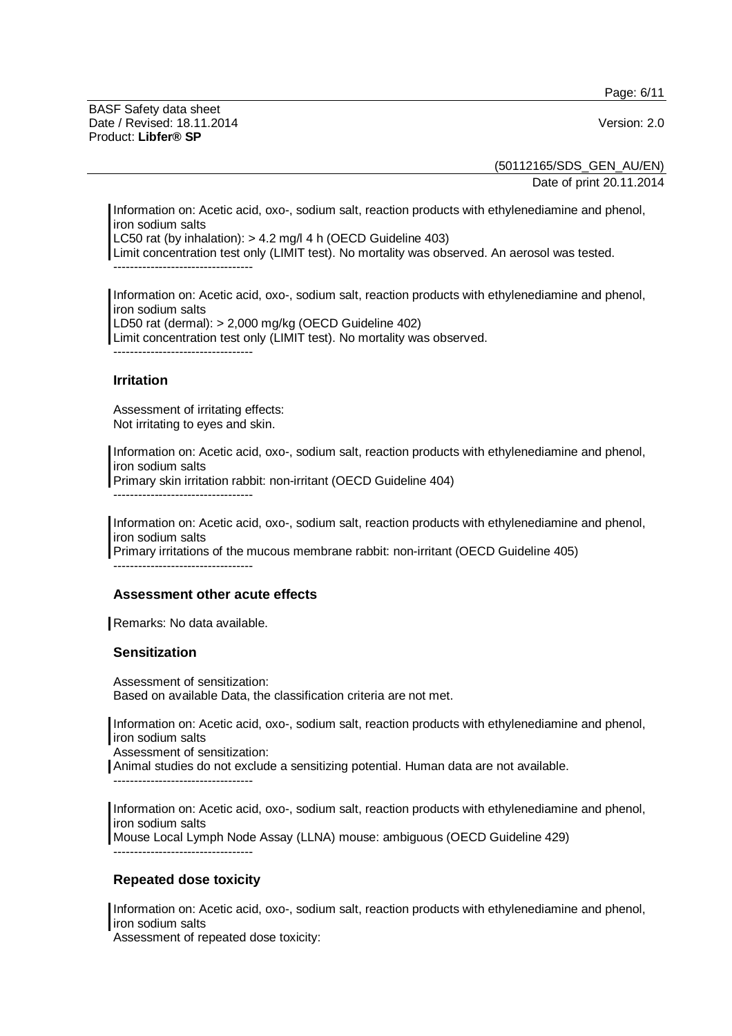Information on: Acetic acid, oxo-, sodium salt, reaction products with ethylenediamine and phenol, iron sodium salts
LC50 rat (by inhalation): > 4.2 mg/l 4 h (OECD Guideline 403)
Limit concentration test only (LIMIT test). No mortality was observed. An aerosol was tested.
----------------------------------

Information on: Acetic acid, oxo-, sodium salt, reaction products with ethylenediamine and phenol, iron sodium salts
LD50 rat (dermal): > 2,000 mg/kg (OECD Guideline 402)
Limit concentration test only (LIMIT test). No mortality was observed.
----------------------------------

### Irritation

Assessment of irritating effects:
Not irritating to eyes and skin.

Information on: Acetic acid, oxo-, sodium salt, reaction products with ethylenediamine and phenol, iron sodium salts
Primary skin irritation rabbit: non-irritant (OECD Guideline 404)
----------------------------------

Information on: Acetic acid, oxo-, sodium salt, reaction products with ethylenediamine and phenol, iron sodium salts
Primary irritations of the mucous membrane rabbit: non-irritant (OECD Guideline 405)
----------------------------------

### Assessment other acute effects

Remarks: No data available.

### Sensitization

Assessment of sensitization:
Based on available Data, the classification criteria are not met.

Information on: Acetic acid, oxo-, sodium salt, reaction products with ethylenediamine and phenol, iron sodium salts
Assessment of sensitization:
Animal studies do not exclude a sensitizing potential. Human data are not available.
----------------------------------

Information on: Acetic acid, oxo-, sodium salt, reaction products with ethylenediamine and phenol, iron sodium salts
Mouse Local Lymph Node Assay (LLNA) mouse: ambiguous (OECD Guideline 429)
----------------------------------

### Repeated dose toxicity

Information on: Acetic acid, oxo-, sodium salt, reaction products with ethylenediamine and phenol, iron sodium salts
Assessment of repeated dose toxicity: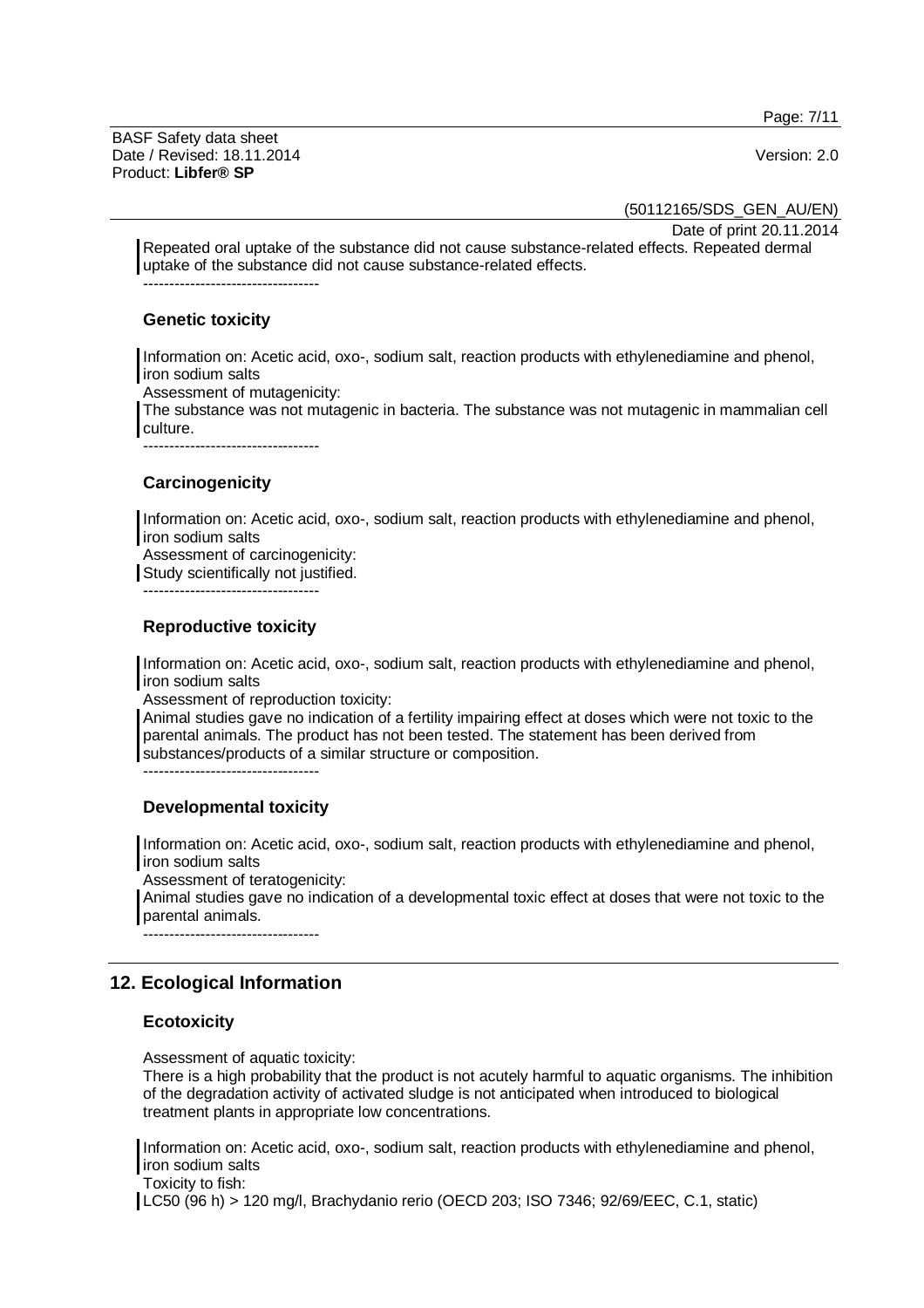Repeated oral uptake of the substance did not cause substance-related effects. Repeated dermal uptake of the substance did not cause substance-related effects.

----------------------------------

### Genetic toxicity

Information on: Acetic acid, oxo-, sodium salt, reaction products with ethylenediamine and phenol, iron sodium salts

Assessment of mutagenicity:

The substance was not mutagenic in bacteria. The substance was not mutagenic in mammalian cell culture.

----------------------------------

### Carcinogenicity

Information on: Acetic acid, oxo-, sodium salt, reaction products with ethylenediamine and phenol, iron sodium salts

Assessment of carcinogenicity:

Study scientifically not justified.

----------------------------------

### Reproductive toxicity

Information on: Acetic acid, oxo-, sodium salt, reaction products with ethylenediamine and phenol, iron sodium salts

Assessment of reproduction toxicity:

Animal studies gave no indication of a fertility impairing effect at doses which were not toxic to the parental animals. The product has not been tested. The statement has been derived from substances/products of a similar structure or composition.

----------------------------------

### Developmental toxicity

Information on: Acetic acid, oxo-, sodium salt, reaction products with ethylenediamine and phenol, iron sodium salts

Assessment of teratogenicity:

Animal studies gave no indication of a developmental toxic effect at doses that were not toxic to the parental animals.

----------------------------------

## 12. Ecological Information

### Ecotoxicity

Assessment of aquatic toxicity:

There is a high probability that the product is not acutely harmful to aquatic organisms. The inhibition of the degradation activity of activated sludge is not anticipated when introduced to biological treatment plants in appropriate low concentrations.

Information on: Acetic acid, oxo-, sodium salt, reaction products with ethylenediamine and phenol, iron sodium salts

Toxicity to fish:

LC50 (96 h) > 120 mg/l, Brachydanio rerio (OECD 203; ISO 7346; 92/69/EEC, C.1, static)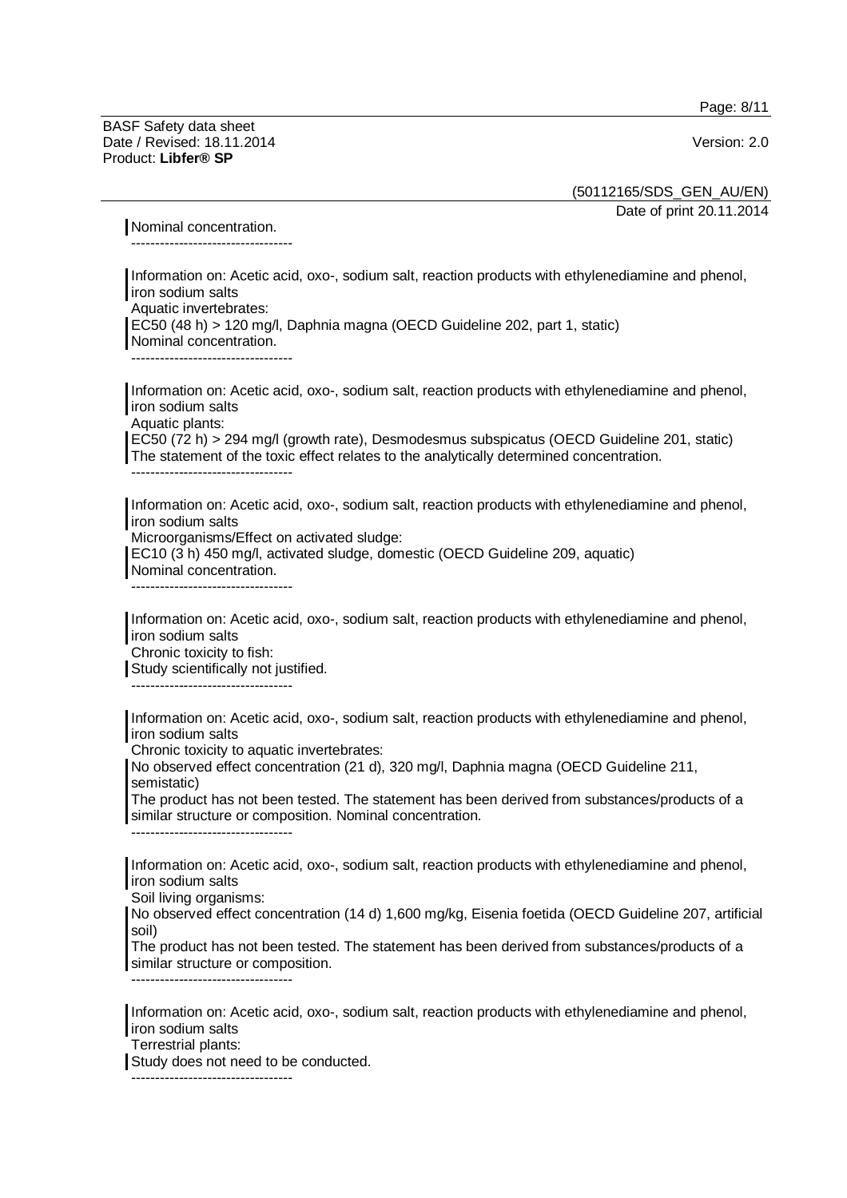Nominal concentration.

----------------------------------

Information on: Acetic acid, oxo-, sodium salt, reaction products with ethylenediamine and phenol, iron sodium salts
Aquatic invertebrates:
EC50 (48 h) > 120 mg/l, Daphnia magna (OECD Guideline 202, part 1, static)
Nominal concentration.

----------------------------------

Information on: Acetic acid, oxo-, sodium salt, reaction products with ethylenediamine and phenol, iron sodium salts
Aquatic plants:
EC50 (72 h) > 294 mg/l (growth rate), Desmodesmus subspicatus (OECD Guideline 201, static)
The statement of the toxic effect relates to the analytically determined concentration.

----------------------------------

Information on: Acetic acid, oxo-, sodium salt, reaction products with ethylenediamine and phenol, iron sodium salts
Microorganisms/Effect on activated sludge:
EC10 (3 h) 450 mg/l, activated sludge, domestic (OECD Guideline 209, aquatic)
Nominal concentration.

----------------------------------

Information on: Acetic acid, oxo-, sodium salt, reaction products with ethylenediamine and phenol, iron sodium salts
Chronic toxicity to fish:
Study scientifically not justified.

----------------------------------

Information on: Acetic acid, oxo-, sodium salt, reaction products with ethylenediamine and phenol, iron sodium salts
Chronic toxicity to aquatic invertebrates:
No observed effect concentration (21 d), 320 mg/l, Daphnia magna (OECD Guideline 211, semistatic)
The product has not been tested. The statement has been derived from substances/products of a similar structure or composition. Nominal concentration.

----------------------------------

Information on: Acetic acid, oxo-, sodium salt, reaction products with ethylenediamine and phenol, iron sodium salts
Soil living organisms:
No observed effect concentration (14 d) 1,600 mg/kg, Eisenia foetida (OECD Guideline 207, artificial soil)
The product has not been tested. The statement has been derived from substances/products of a similar structure or composition.

----------------------------------

Information on: Acetic acid, oxo-, sodium salt, reaction products with ethylenediamine and phenol, iron sodium salts
Terrestrial plants:
Study does not need to be conducted.

----------------------------------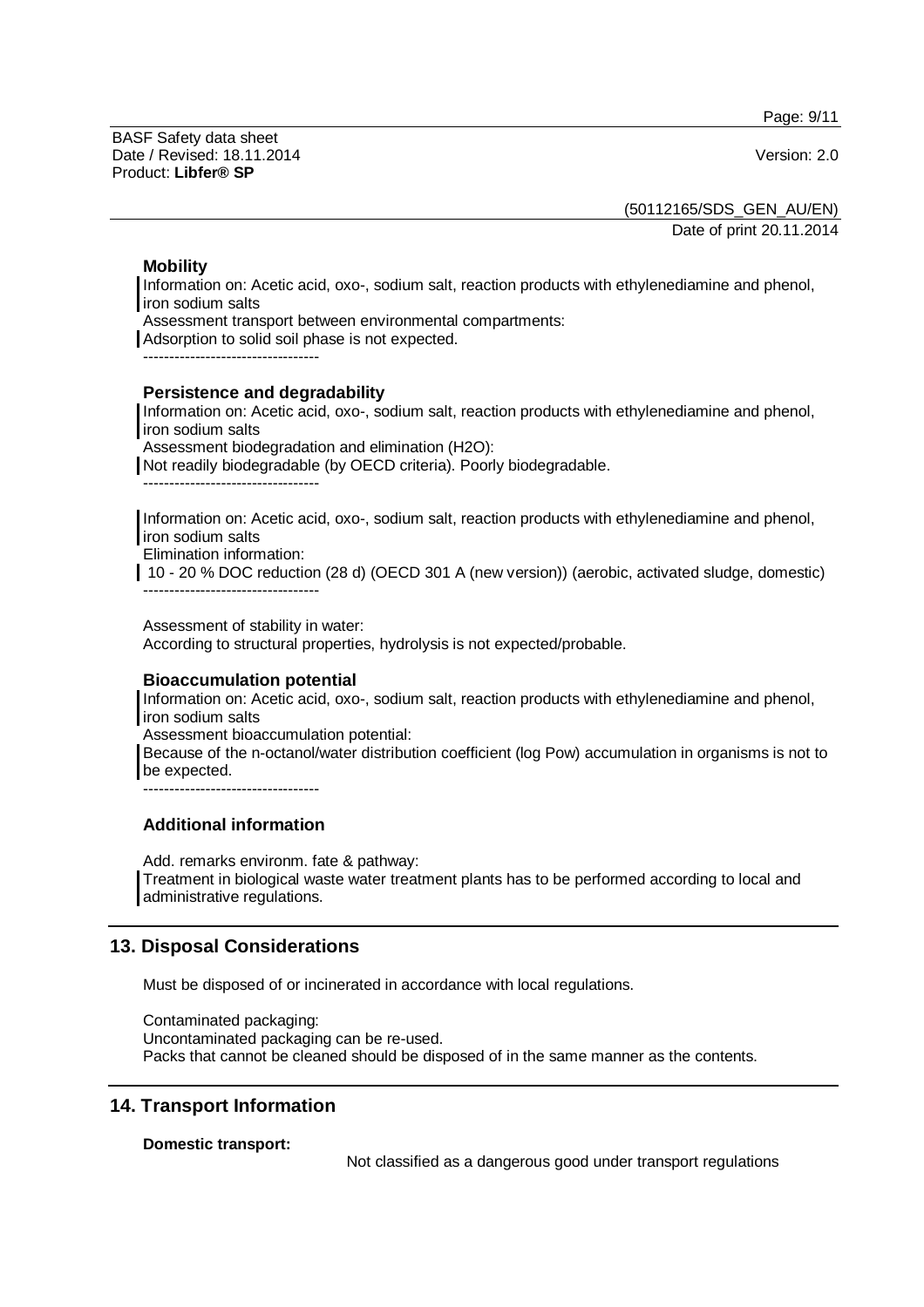**Mobility**

Information on: Acetic acid, oxo-, sodium salt, reaction products with ethylenediamine and phenol, iron sodium salts
Assessment transport between environmental compartments:
Adsorption to solid soil phase is not expected.

----------------------------------

**Persistence and degradability**

Information on: Acetic acid, oxo-, sodium salt, reaction products with ethylenediamine and phenol, iron sodium salts
Assessment biodegradation and elimination (H2O):
Not readily biodegradable (by OECD criteria). Poorly biodegradable.

----------------------------------

Information on: Acetic acid, oxo-, sodium salt, reaction products with ethylenediamine and phenol, iron sodium salts
Elimination information:
10 - 20 % DOC reduction (28 d) (OECD 301 A (new version)) (aerobic, activated sludge, domestic)

----------------------------------

Assessment of stability in water:
According to structural properties, hydrolysis is not expected/probable.

**Bioaccumulation potential**

Information on: Acetic acid, oxo-, sodium salt, reaction products with ethylenediamine and phenol, iron sodium salts
Assessment bioaccumulation potential:
Because of the n-octanol/water distribution coefficient (log Pow) accumulation in organisms is not to be expected.

----------------------------------

**Additional information**

Add. remarks environm. fate & pathway:
Treatment in biological waste water treatment plants has to be performed according to local and administrative regulations.

## 13. Disposal Considerations

Must be disposed of or incinerated in accordance with local regulations.

Contaminated packaging:
Uncontaminated packaging can be re-used.
Packs that cannot be cleaned should be disposed of in the same manner as the contents.

## 14. Transport Information

**Domestic transport:**

Not classified as a dangerous good under transport regulations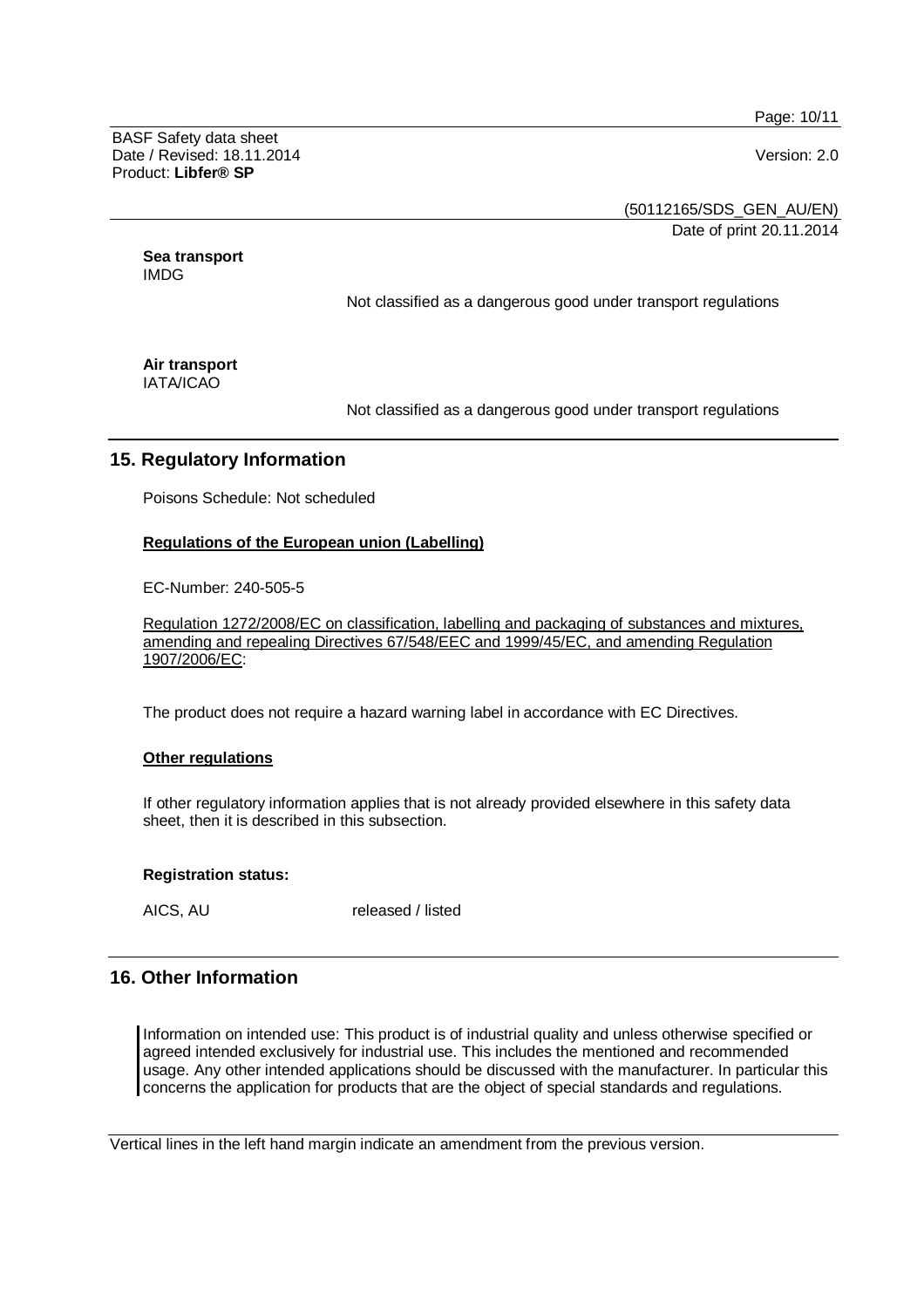**Sea transport**
IMDG

Not classified as a dangerous good under transport regulations

**Air transport**
IATA/ICAO

Not classified as a dangerous good under transport regulations

## 15. Regulatory Information

Poisons Schedule: Not scheduled

**Regulations of the European union (Labelling)**

EC-Number: 240-505-5

Regulation 1272/2008/EC on classification, labelling and packaging of substances and mixtures, amending and repealing Directives 67/548/EEC and 1999/45/EC, and amending Regulation 1907/2006/EC:

The product does not require a hazard warning label in accordance with EC Directives.

**Other regulations**

If other regulatory information applies that is not already provided elsewhere in this safety data sheet, then it is described in this subsection.

**Registration status:**

AICS, AU released / listed

## 16. Other Information

Information on intended use: This product is of industrial quality and unless otherwise specified or agreed intended exclusively for industrial use. This includes the mentioned and recommended usage. Any other intended applications should be discussed with the manufacturer. In particular this concerns the application for products that are the object of special standards and regulations.

Vertical lines in the left hand margin indicate an amendment from the previous version.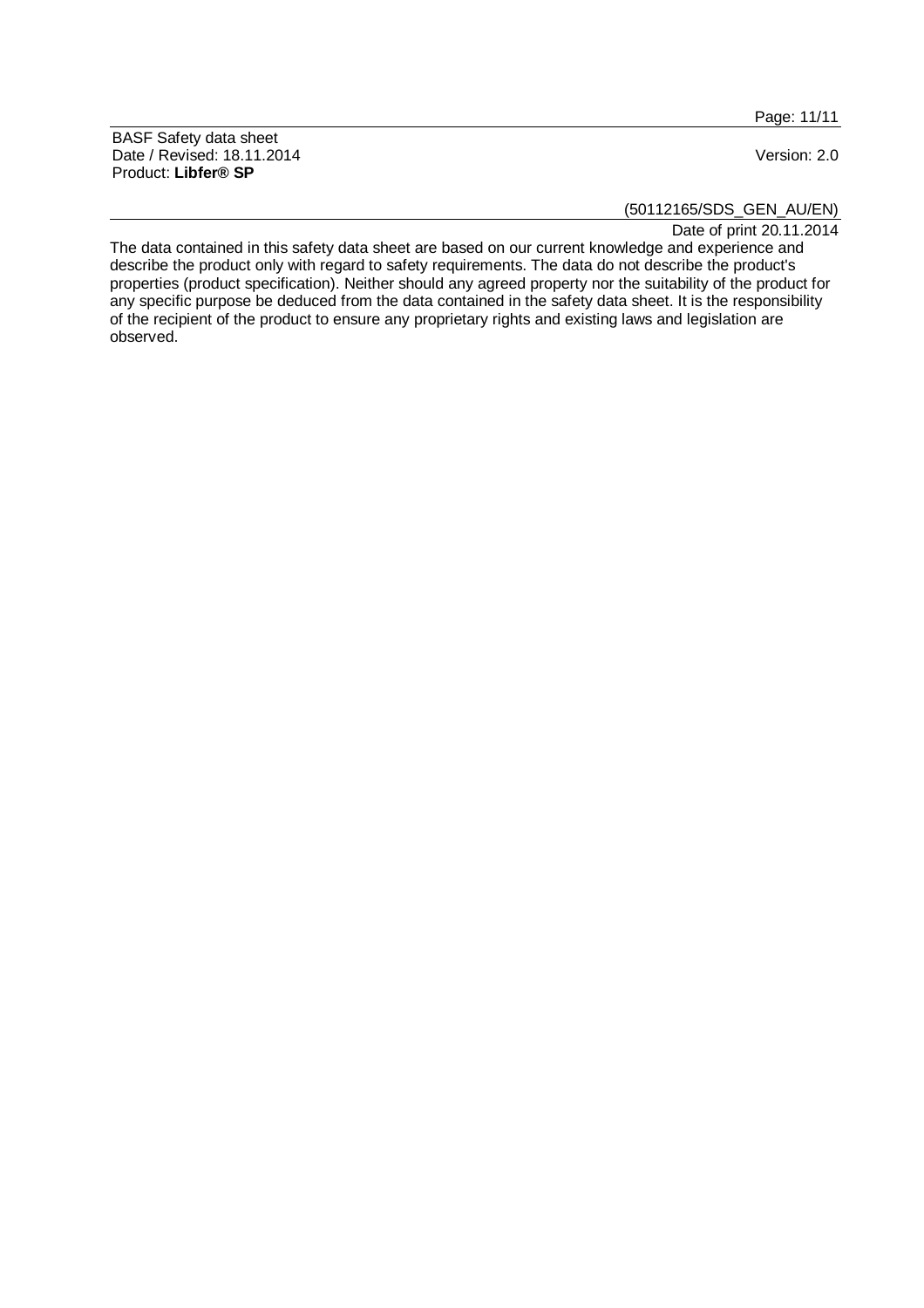The data contained in this safety data sheet are based on our current knowledge and experience and describe the product only with regard to safety requirements. The data do not describe the product's properties (product specification). Neither should any agreed property nor the suitability of the product for any specific purpose be deduced from the data contained in the safety data sheet. It is the responsibility of the recipient of the product to ensure any proprietary rights and existing laws and legislation are observed.